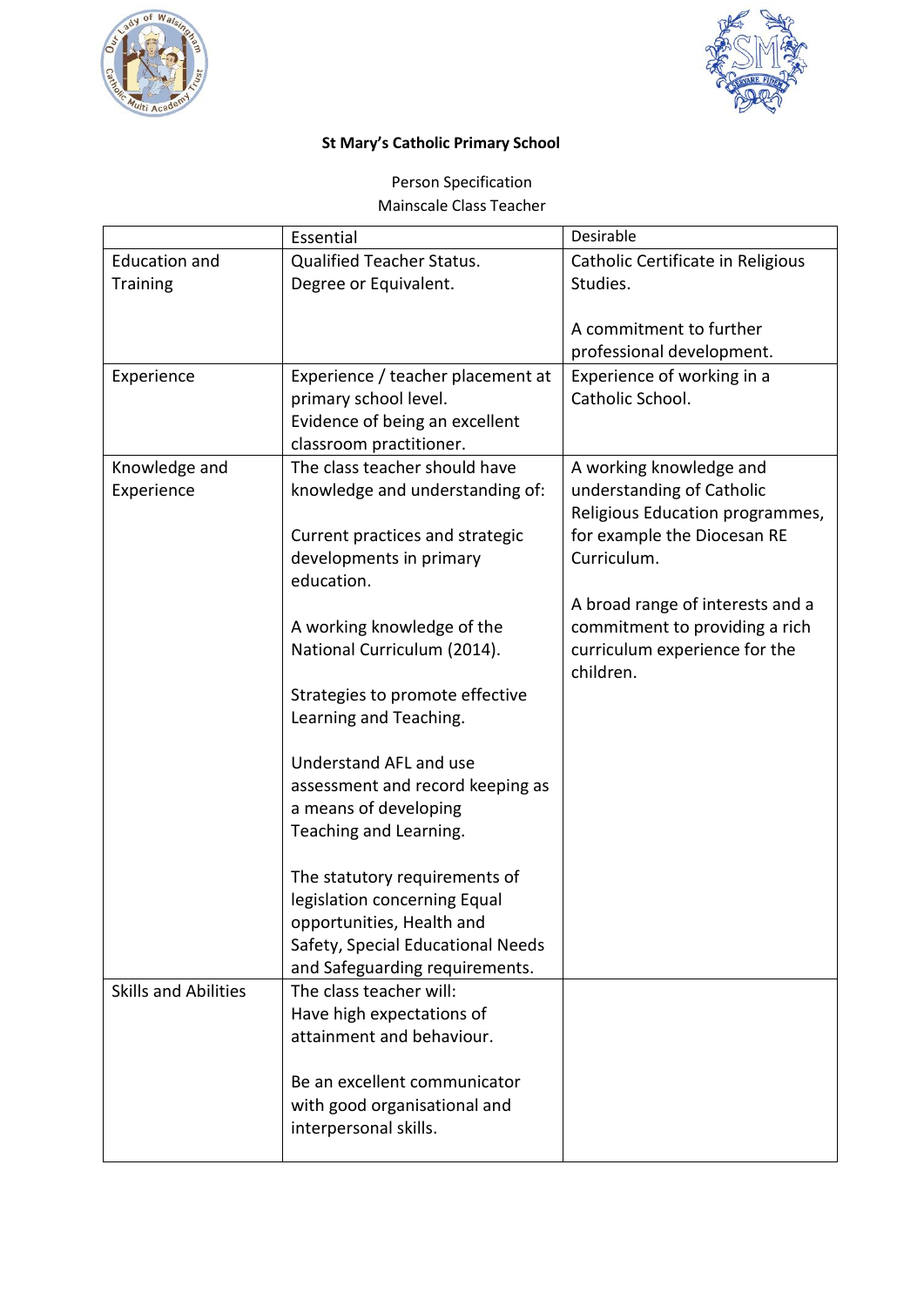**St Mary's Catholic Primary School**

Person Specification

Mainscale Class Teacher

| | Essential | Desirable |
|---|---|---|
| Education and Training | Qualified Teacher Status.<br>Degree or Equivalent. | Catholic Certificate in Religious Studies.<br><br>A commitment to further professional development. |
| Experience | Experience / teacher placement at primary school level.<br>Evidence of being an excellent classroom practitioner. | Experience of working in a Catholic School. |
| Knowledge and Experience | The class teacher should have knowledge and understanding of:<br><br>Current practices and strategic developments in primary education.<br><br>A working knowledge of the National Curriculum (2014).<br><br>Strategies to promote effective Learning and Teaching.<br><br>Understand AFL and use assessment and record keeping as a means of developing Teaching and Learning.<br><br>The statutory requirements of legislation concerning Equal opportunities, Health and Safety, Special Educational Needs and Safeguarding requirements. | A working knowledge and understanding of Catholic Religious Education programmes, for example the Diocesan RE Curriculum.<br><br>A broad range of interests and a commitment to providing a rich curriculum experience for the children. |
| Skills and Abilities | The class teacher will:<br>Have high expectations of attainment and behaviour.<br><br>Be an excellent communicator with good organisational and interpersonal skills. | |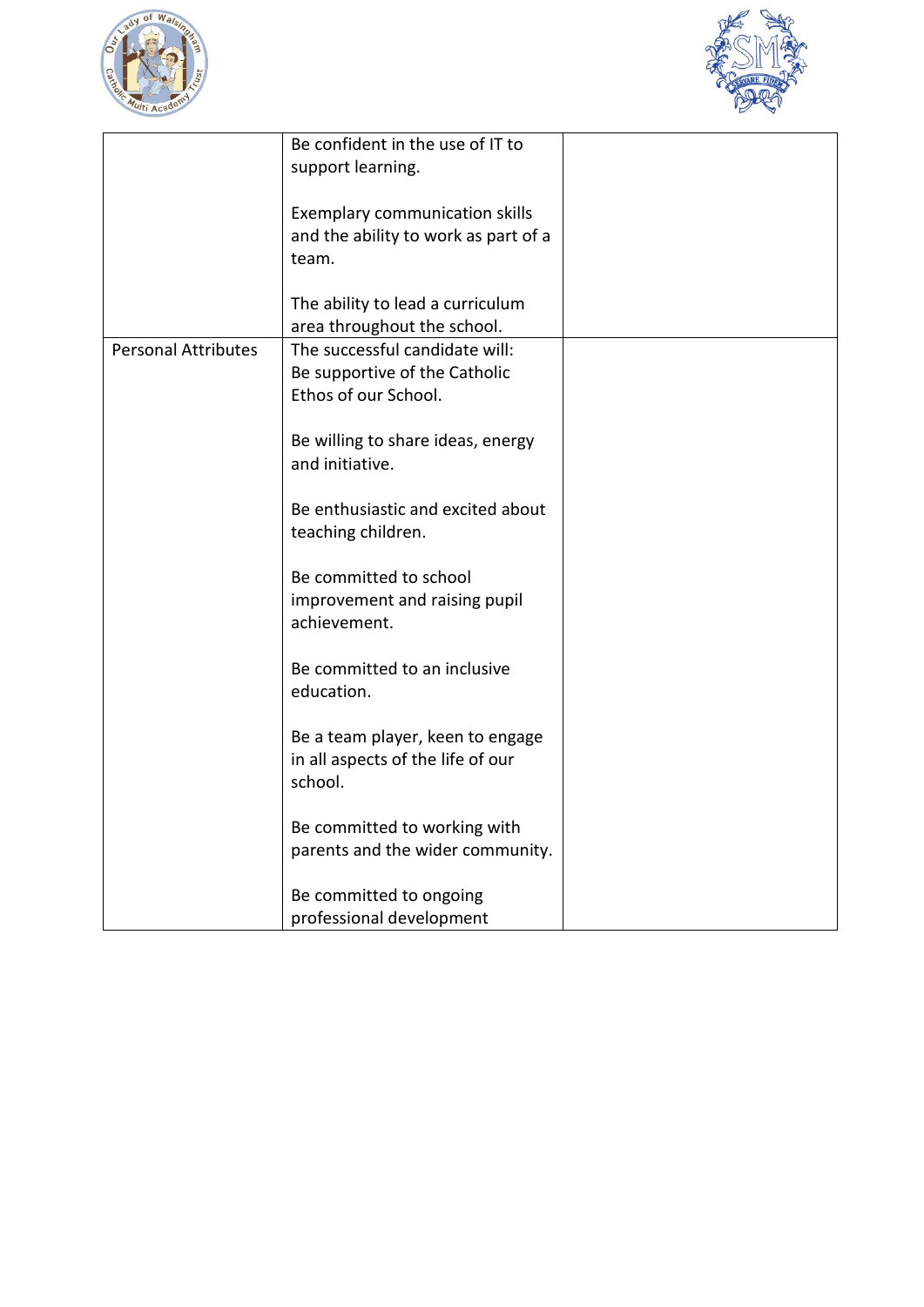| | | |
|---|---|---|
| | Be confident in the use of IT to support learning.<br><br>Exemplary communication skills and the ability to work as part of a team.<br><br>The ability to lead a curriculum area throughout the school. | |
| Personal Attributes | The successful candidate will:<br>Be supportive of the Catholic Ethos of our School.<br><br>Be willing to share ideas, energy and initiative.<br><br>Be enthusiastic and excited about teaching children.<br><br>Be committed to school improvement and raising pupil achievement.<br><br>Be committed to an inclusive education.<br><br>Be a team player, keen to engage in all aspects of the life of our school.<br><br>Be committed to working with parents and the wider community.<br><br>Be committed to ongoing professional development | |